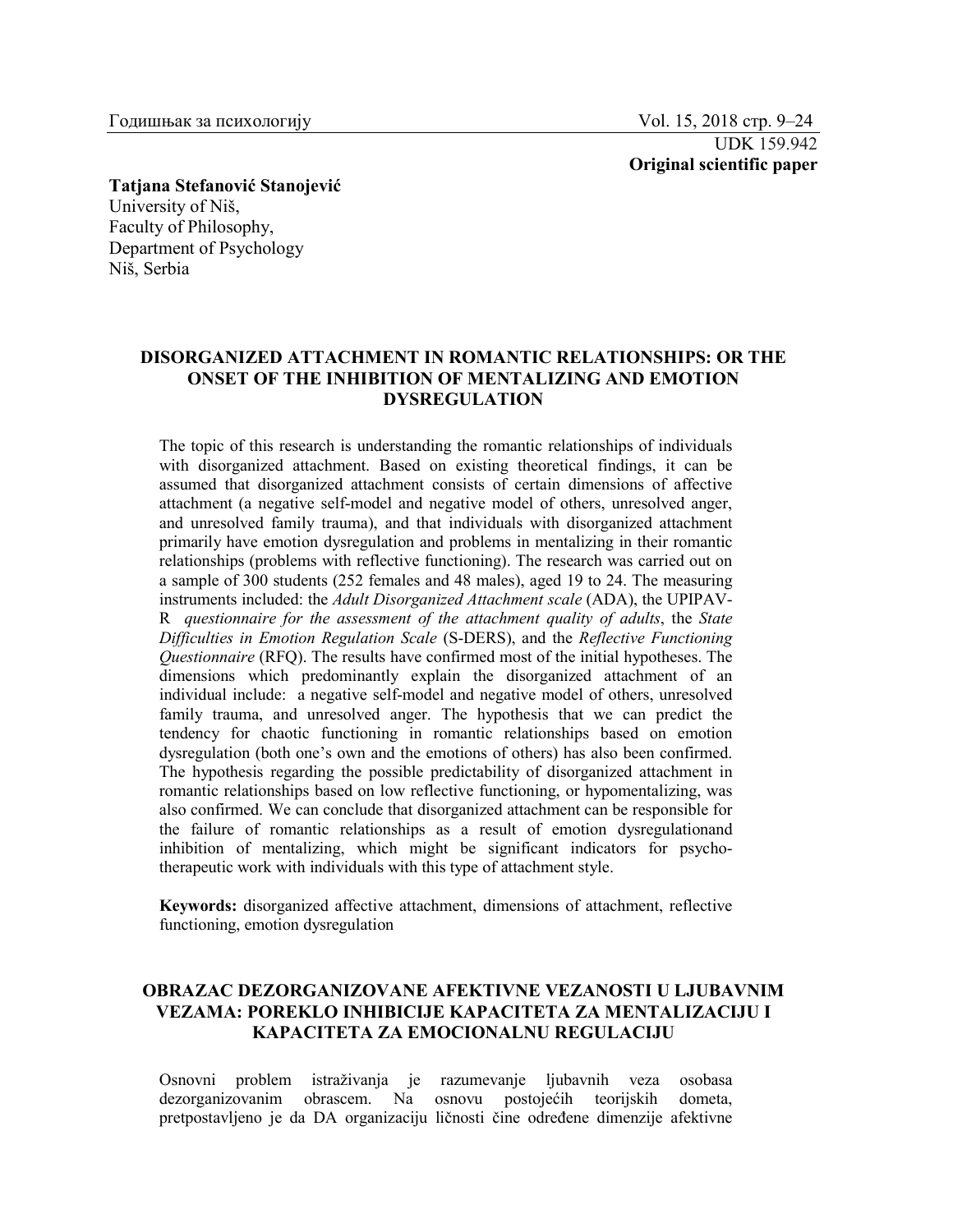UDK 159.942
**Original scientific paper**

**Tatjana Stefanović Stanojević**
University of Niš,
Faculty of Philosophy,
Department of Psychology
Niš, Serbia

# DISORGANIZED ATTACHMENT IN ROMANTIC RELATIONSHIPS: OR THE ONSET OF THE INHIBITION OF MENTALIZING AND EMOTION DYSREGULATION

The topic of this research is understanding the romantic relationships of individuals with disorganized attachment. Based on existing theoretical findings, it can be assumed that disorganized attachment consists of certain dimensions of affective attachment (a negative self-model and negative model of others, unresolved anger, and unresolved family trauma), and that individuals with disorganized attachment primarily have emotion dysregulation and problems in mentalizing in their romantic relationships (problems with reflective functioning). The research was carried out on a sample of 300 students (252 females and 48 males), aged 19 to 24. The measuring instruments included: the *Adult Disorganized Attachment scale* (ADA), the UPIPAV-R *questionnaire for the assessment of the attachment quality of adults*, the *State Difficulties in Emotion Regulation Scale* (S-DERS), and the *Reflective Functioning Questionnaire* (RFQ). The results have confirmed most of the initial hypotheses. The dimensions which predominantly explain the disorganized attachment of an individual include: a negative self-model and negative model of others, unresolved family trauma, and unresolved anger. The hypothesis that we can predict the tendency for chaotic functioning in romantic relationships based on emotion dysregulation (both one's own and the emotions of others) has also been confirmed. The hypothesis regarding the possible predictability of disorganized attachment in romantic relationships based on low reflective functioning, or hypomentalizing, was also confirmed. We can conclude that disorganized attachment can be responsible for the failure of romantic relationships as a result of emotion dysregulationand inhibition of mentalizing, which might be significant indicators for psycho-therapeutic work with individuals with this type of attachment style.

**Keywords:** disorganized affective attachment, dimensions of attachment, reflective functioning, emotion dysregulation

# OBRAZAC DEZORGANIZOVANE AFEKTIVNE VEZANOSTI U LJUBAVNIM VEZAMA: POREKLO INHIBICIJE KAPACITETA ZA MENTALIZACIJU I KAPACITETA ZA EMOCIONALNU REGULACIJU

Osnovni problem istraživanja je razumevanje ljubavnih veza osobasa dezorganizovanim obrascem. Na osnovu postojećih teorijskih dometa, pretpostavljeno je da DA organizaciju ličnosti čine određene dimenzije afektivne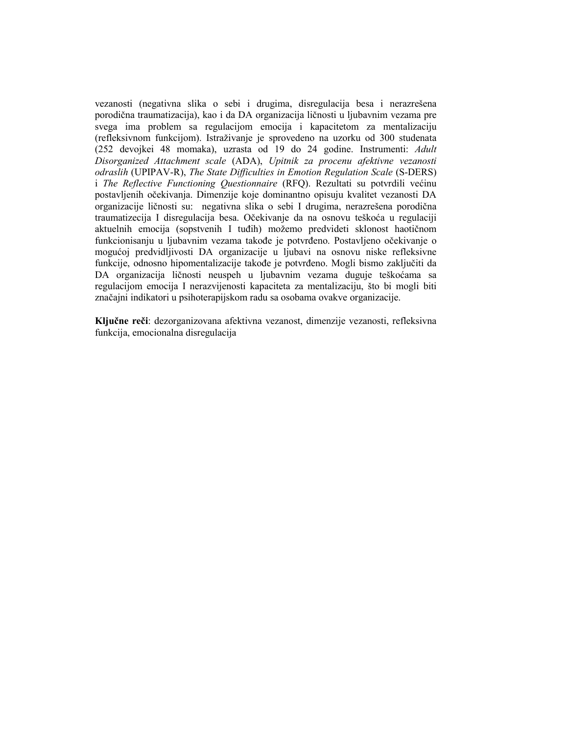vezanosti (negativna slika o sebi i drugima, disregulacija besa i nerazrešena porodična traumatizacija), kao i da DA organizacija ličnosti u ljubavnim vezama pre svega ima problem sa regulacijom emocija i kapacitetom za mentalizaciju (refleksivnom funkcijom). Istraživanje je sprovedeno na uzorku od 300 studenata (252 devojkei 48 momaka), uzrasta od 19 do 24 godine. Instrumenti: *Adult Disorganized Attachment scale* (ADA), *Upitnik za procenu afektivne vezanosti odraslih* (UPIPAV-R), *The State Difficulties in Emotion Regulation Scale* (S-DERS) i *The Reflective Functioning Questionnaire* (RFQ). Rezultati su potvrdili većinu postavljenih očekivanja. Dimenzije koje dominantno opisuju kvalitet vezanosti DA organizacije ličnosti su: negativna slika o sebi I drugima, nerazrešena porodična traumatizecija I disregulacija besa. Očekivanje da na osnovu teškoća u regulaciji aktuelnih emocija (sopstvenih I tuđih) možemo predvideti sklonost haotičnom funkcionisanju u ljubavnim vezama takođe je potvrđeno. Postavljeno očekivanje o mogućoj predvidljivosti DA organizacije u ljubavi na osnovu niske refleksivne funkcije, odnosno hipomentalizacije takođe je potvrđeno. Mogli bismo zaključiti da DA organizacija ličnosti neuspeh u ljubavnim vezama duguje teškoćama sa regulacijom emocija I nerazvijenosti kapaciteta za mentalizaciju, što bi mogli biti značajni indikatori u psihoterapijskom radu sa osobama ovakve organizacije.

**Ključne reči**: dezorganizovana afektivna vezanost, dimenzije vezanosti, refleksivna funkcija, emocionalna disregulacija